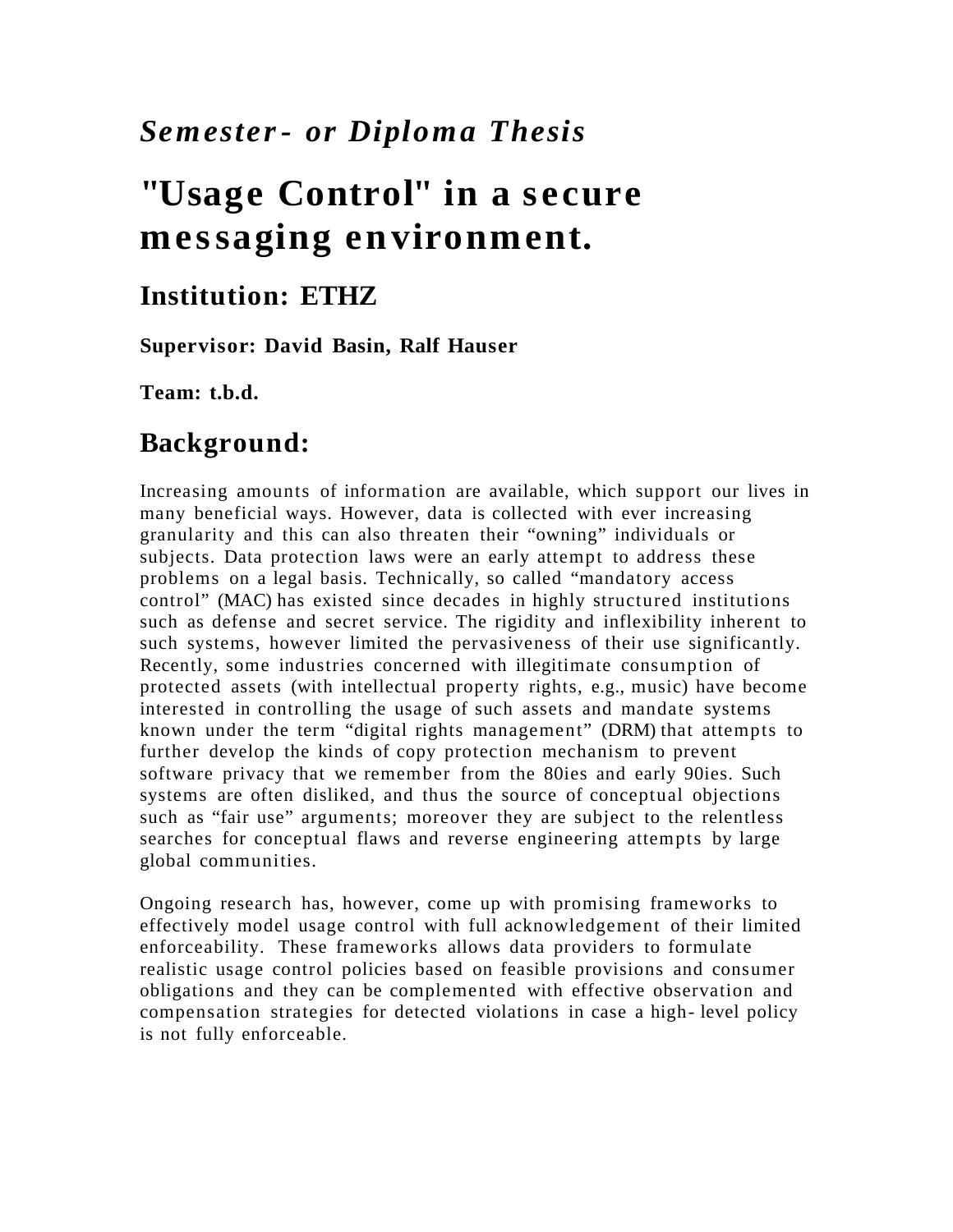*Semester- or Diploma Thesis*

# "Usage Control" in a secure messaging environment.

## Institution: ETHZ

**Supervisor: David Basin, Ralf Hauser**

**Team: t.b.d.**

## Background:

Increasing amounts of information are available, which support our lives in many beneficial ways. However, data is collected with ever increasing granularity and this can also threaten their "owning" individuals or subjects. Data protection laws were an early attempt to address these problems on a legal basis. Technically, so called "mandatory access control" (MAC) has existed since decades in highly structured institutions such as defense and secret service. The rigidity and inflexibility inherent to such systems, however limited the pervasiveness of their use significantly. Recently, some industries concerned with illegitimate consumption of protected assets (with intellectual property rights, e.g., music) have become interested in controlling the usage of such assets and mandate systems known under the term "digital rights management" (DRM) that attempts to further develop the kinds of copy protection mechanism to prevent software privacy that we remember from the 80ies and early 90ies. Such systems are often disliked, and thus the source of conceptual objections such as "fair use" arguments; moreover they are subject to the relentless searches for conceptual flaws and reverse engineering attempts by large global communities.

Ongoing research has, however, come up with promising frameworks to effectively model usage control with full acknowledgement of their limited enforceability. These frameworks allows data providers to formulate realistic usage control policies based on feasible provisions and consumer obligations and they can be complemented with effective observation and compensation strategies for detected violations in case a high-level policy is not fully enforceable.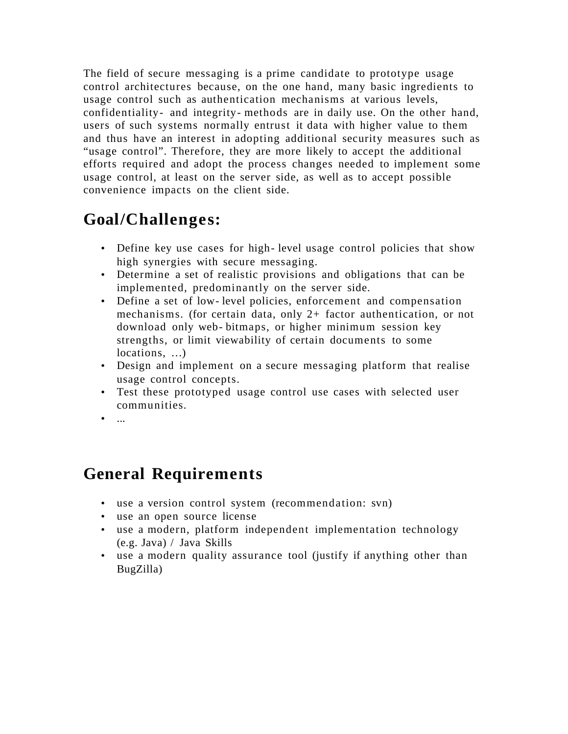The field of secure messaging is a prime candidate to prototype usage control architectures because, on the one hand, many basic ingredients to usage control such as authentication mechanisms at various levels, confidentiality- and integrity- methods are in daily use. On the other hand, users of such systems normally entrust it data with higher value to them and thus have an interest in adopting additional security measures such as "usage control". Therefore, they are more likely to accept the additional efforts required and adopt the process changes needed to implement some usage control, at least on the server side, as well as to accept possible convenience impacts on the client side.

## Goal/Challenges:

- Define key use cases for high- level usage control policies that show high synergies with secure messaging.
- Determine a set of realistic provisions and obligations that can be implemented, predominantly on the server side.
- Define a set of low- level policies, enforcement and compensation mechanisms. (for certain data, only 2+ factor authentication, or not download only web- bitmaps, or higher minimum session key strengths, or limit viewability of certain documents to some locations, …)
- Design and implement on a secure messaging platform that realise usage control concepts.
- Test these prototyped usage control use cases with selected user communities.
- ...

## General Requirements

- use a version control system (recommendation: svn)
- use an open source license
- use a modern, platform independent implementation technology (e.g. Java) / Java Skills
- use a modern quality assurance tool (justify if anything other than BugZilla)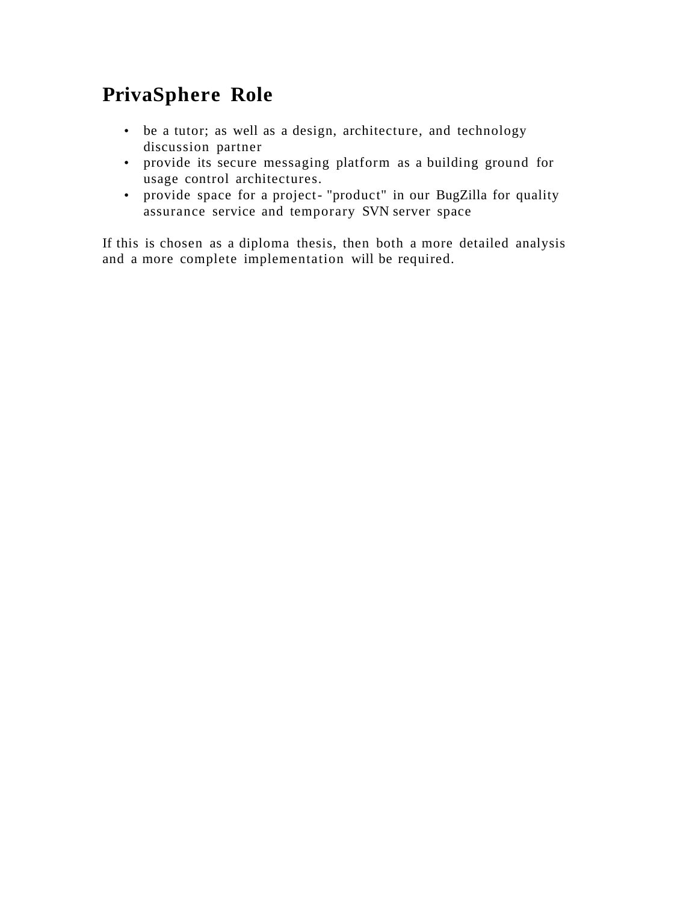## PrivaSphere Role

- be a tutor; as well as a design, architecture, and technology discussion partner
- provide its secure messaging platform as a building ground for usage control architectures.
- provide space for a project- "product" in our BugZilla for quality assurance service and temporary SVN server space

If this is chosen as a diploma thesis, then both a more detailed analysis and a more complete implementation will be required.